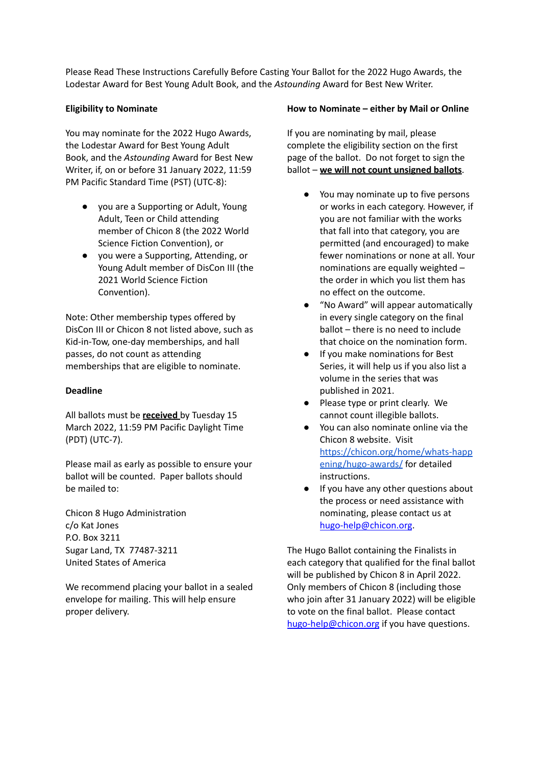Please Read These Instructions Carefully Before Casting Your Ballot for the 2022 Hugo Awards, the Lodestar Award for Best Young Adult Book, and the *Astounding* Award for Best New Writer.

**Eligibility to Nominate**

You may nominate for the 2022 Hugo Awards, the Lodestar Award for Best Young Adult Book, and the *Astounding* Award for Best New Writer, if, on or before 31 January 2022, 11:59 PM Pacific Standard Time (PST) (UTC-8):

- you are a Supporting or Adult, Young Adult, Teen or Child attending member of Chicon 8 (the 2022 World Science Fiction Convention), or
- you were a Supporting, Attending, or Young Adult member of DisCon III (the 2021 World Science Fiction Convention).

Note: Other membership types offered by DisCon III or Chicon 8 not listed above, such as Kid-in-Tow, one-day memberships, and hall passes, do not count as attending memberships that are eligible to nominate.

**Deadline**

All ballots must be **received** by Tuesday 15 March 2022, 11:59 PM Pacific Daylight Time (PDT) (UTC-7).

Please mail as early as possible to ensure your ballot will be counted. Paper ballots should be mailed to:

Chicon 8 Hugo Administration
c/o Kat Jones
P.O. Box 3211
Sugar Land, TX 77487-3211
United States of America

We recommend placing your ballot in a sealed envelope for mailing. This will help ensure proper delivery.

**How to Nominate – either by Mail or Online**

If you are nominating by mail, please complete the eligibility section on the first page of the ballot. Do not forget to sign the ballot – **we will not count unsigned ballots**.

- You may nominate up to five persons or works in each category. However, if you are not familiar with the works that fall into that category, you are permitted (and encouraged) to make fewer nominations or none at all. Your nominations are equally weighted – the order in which you list them has no effect on the outcome.
- "No Award" will appear automatically in every single category on the final ballot – there is no need to include that choice on the nomination form.
- If you make nominations for Best Series, it will help us if you also list a volume in the series that was published in 2021.
- Please type or print clearly. We cannot count illegible ballots.
- You can also nominate online via the Chicon 8 website. Visit https://chicon.org/home/whats-happening/hugo-awards/ for detailed instructions.
- If you have any other questions about the process or need assistance with nominating, please contact us at hugo-help@chicon.org.

The Hugo Ballot containing the Finalists in each category that qualified for the final ballot will be published by Chicon 8 in April 2022. Only members of Chicon 8 (including those who join after 31 January 2022) will be eligible to vote on the final ballot. Please contact hugo-help@chicon.org if you have questions.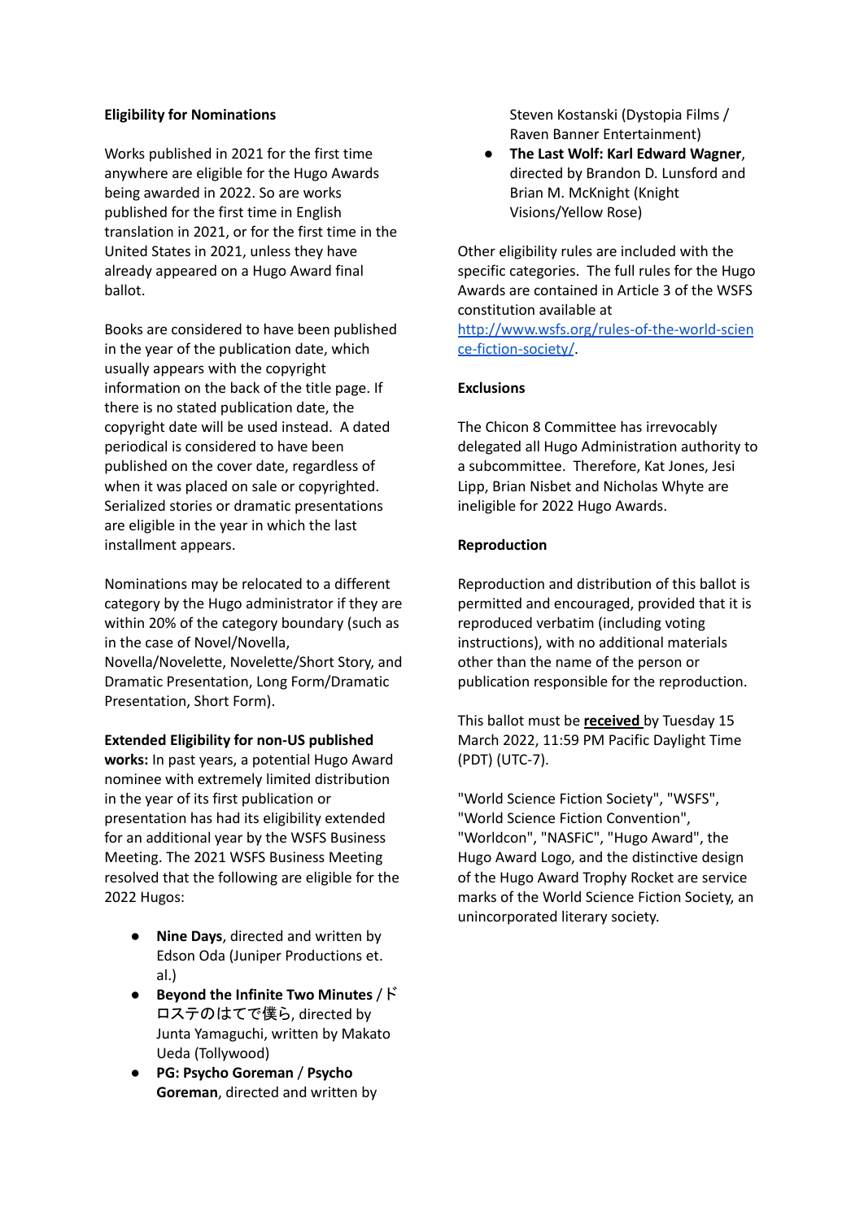**Eligibility for Nominations**

Works published in 2021 for the first time anywhere are eligible for the Hugo Awards being awarded in 2022. So are works published for the first time in English translation in 2021, or for the first time in the United States in 2021, unless they have already appeared on a Hugo Award final ballot.

Books are considered to have been published in the year of the publication date, which usually appears with the copyright information on the back of the title page. If there is no stated publication date, the copyright date will be used instead. A dated periodical is considered to have been published on the cover date, regardless of when it was placed on sale or copyrighted. Serialized stories or dramatic presentations are eligible in the year in which the last installment appears.

Nominations may be relocated to a different category by the Hugo administrator if they are within 20% of the category boundary (such as in the case of Novel/Novella, Novella/Novelette, Novelette/Short Story, and Dramatic Presentation, Long Form/Dramatic Presentation, Short Form).

**Extended Eligibility for non-US published works:** In past years, a potential Hugo Award nominee with extremely limited distribution in the year of its first publication or presentation has had its eligibility extended for an additional year by the WSFS Business Meeting. The 2021 WSFS Business Meeting resolved that the following are eligible for the 2022 Hugos:

- **Nine Days**, directed and written by Edson Oda (Juniper Productions et. al.)
- **Beyond the Infinite Two Minutes** / ドロステのはてで僕ら, directed by Junta Yamaguchi, written by Makato Ueda (Tollywood)
- **PG: Psycho Goreman** / **Psycho Goreman**, directed and written by Steven Kostanski (Dystopia Films / Raven Banner Entertainment)
- **The Last Wolf: Karl Edward Wagner**, directed by Brandon D. Lunsford and Brian M. McKnight (Knight Visions/Yellow Rose)

Other eligibility rules are included with the specific categories. The full rules for the Hugo Awards are contained in Article 3 of the WSFS constitution available at [http://www.wsfs.org/rules-of-the-world-science-fiction-society/](http://www.wsfs.org/rules-of-the-world-science-fiction-society/).

**Exclusions**

The Chicon 8 Committee has irrevocably delegated all Hugo Administration authority to a subcommittee. Therefore, Kat Jones, Jesi Lipp, Brian Nisbet and Nicholas Whyte are ineligible for 2022 Hugo Awards.

**Reproduction**

Reproduction and distribution of this ballot is permitted and encouraged, provided that it is reproduced verbatim (including voting instructions), with no additional materials other than the name of the person or publication responsible for the reproduction.

This ballot must be **received** by Tuesday 15 March 2022, 11:59 PM Pacific Daylight Time (PDT) (UTC-7).

"World Science Fiction Society", "WSFS", "World Science Fiction Convention", "Worldcon", "NASFiC", "Hugo Award", the Hugo Award Logo, and the distinctive design of the Hugo Award Trophy Rocket are service marks of the World Science Fiction Society, an unincorporated literary society.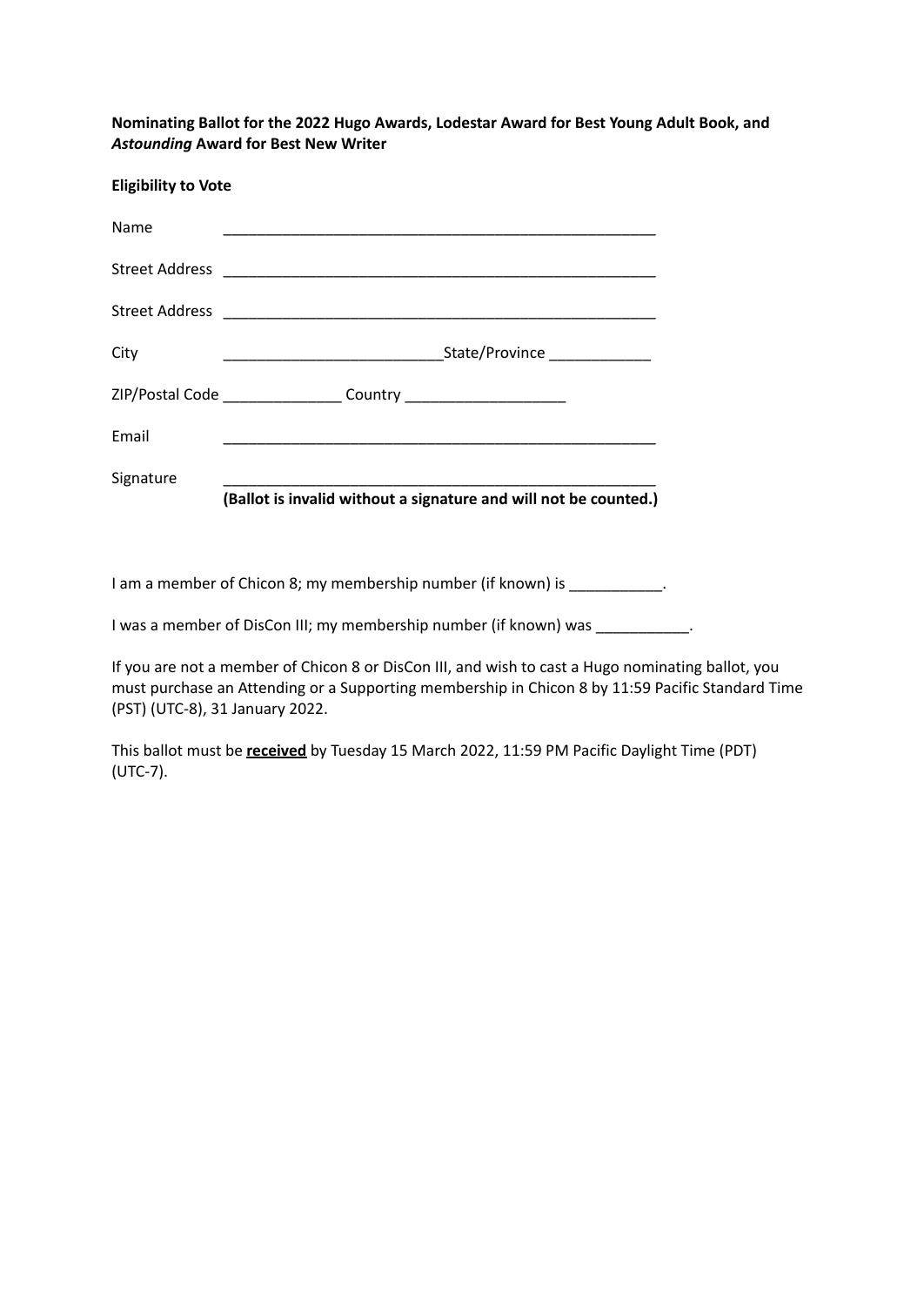**Nominating Ballot for the 2022 Hugo Awards, Lodestar Award for Best Young Adult Book, and *Astounding* Award for Best New Writer**

**Eligibility to Vote**

Name \_\_\_\_\_\_\_\_\_\_\_\_\_\_\_\_\_\_\_\_\_\_\_\_\_\_\_\_\_\_\_\_\_\_\_\_\_\_\_\_\_\_\_\_\_\_\_\_\_\_\_\_

Street Address \_\_\_\_\_\_\_\_\_\_\_\_\_\_\_\_\_\_\_\_\_\_\_\_\_\_\_\_\_\_\_\_\_\_\_\_\_\_\_\_\_\_\_\_\_\_\_\_\_\_\_\_

Street Address \_\_\_\_\_\_\_\_\_\_\_\_\_\_\_\_\_\_\_\_\_\_\_\_\_\_\_\_\_\_\_\_\_\_\_\_\_\_\_\_\_\_\_\_\_\_\_\_\_\_\_\_

City \_\_\_\_\_\_\_\_\_\_\_\_\_\_\_\_\_\_\_\_\_\_\_\_\_\_\_State/Province \_\_\_\_\_\_\_\_\_\_\_\_

ZIP/Postal Code \_\_\_\_\_\_\_\_\_\_\_\_\_\_ Country \_\_\_\_\_\_\_\_\_\_\_\_\_\_\_\_\_\_\_

Email \_\_\_\_\_\_\_\_\_\_\_\_\_\_\_\_\_\_\_\_\_\_\_\_\_\_\_\_\_\_\_\_\_\_\_\_\_\_\_\_\_\_\_\_\_\_\_\_\_\_\_\_

Signature \_\_\_\_\_\_\_\_\_\_\_\_\_\_\_\_\_\_\_\_\_\_\_\_\_\_\_\_\_\_\_\_\_\_\_\_\_\_\_\_\_\_\_\_\_\_\_\_\_\_\_\_

**(Ballot is invalid without a signature and will not be counted.)**

I am a member of Chicon 8; my membership number (if known) is \_\_\_\_\_\_\_\_\_\_\_.

I was a member of DisCon III; my membership number (if known) was \_\_\_\_\_\_\_\_\_\_\_.

If you are not a member of Chicon 8 or DisCon III, and wish to cast a Hugo nominating ballot, you must purchase an Attending or a Supporting membership in Chicon 8 by 11:59 Pacific Standard Time (PST) (UTC-8), 31 January 2022.

This ballot must be **received** by Tuesday 15 March 2022, 11:59 PM Pacific Daylight Time (PDT) (UTC-7).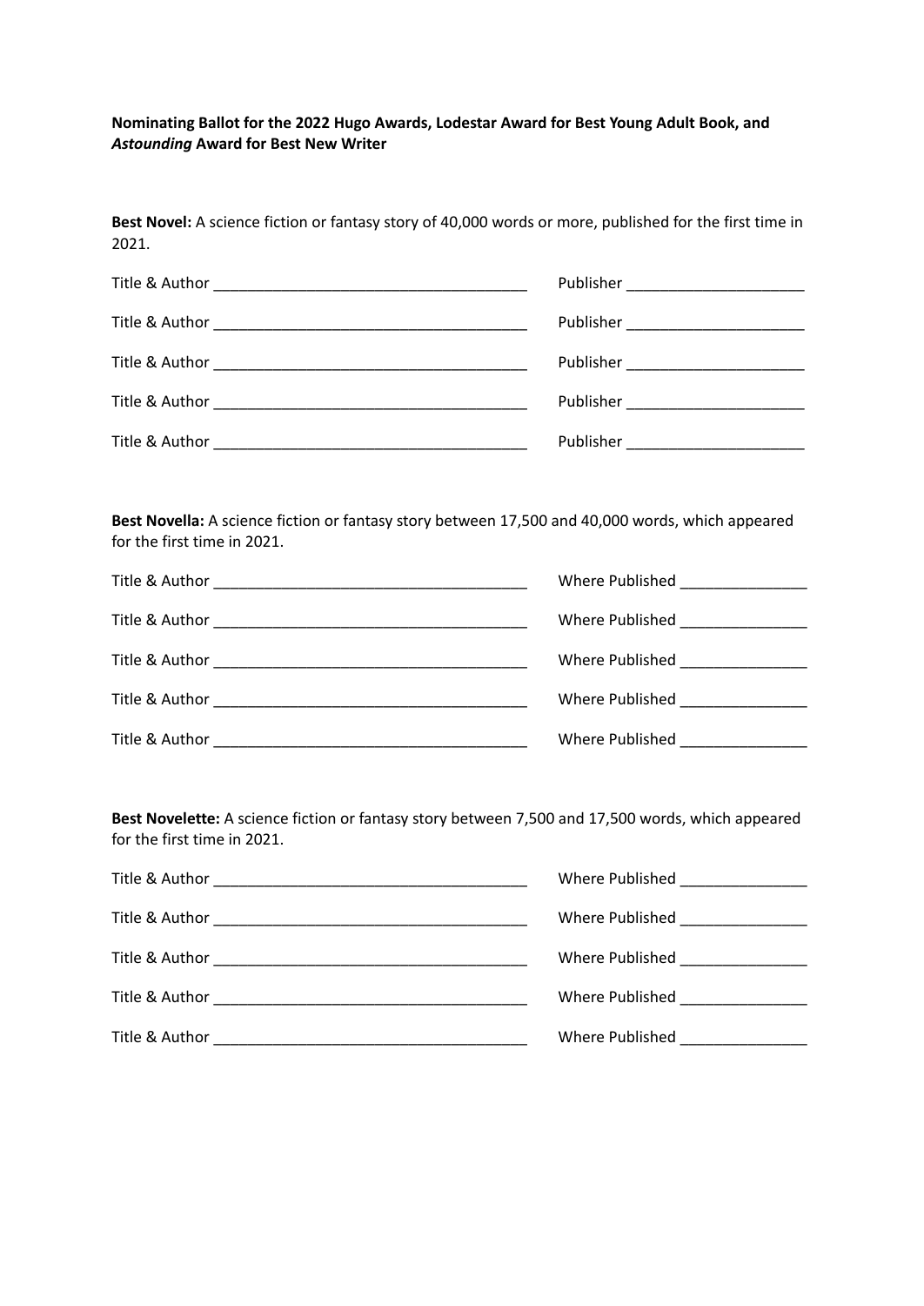**Nominating Ballot for the 2022 Hugo Awards, Lodestar Award for Best Young Adult Book, and *Astounding* Award for Best New Writer**

**Best Novel:** A science fiction or fantasy story of 40,000 words or more, published for the first time in 2021.

Title & Author _____________________________________ Publisher _____________________

Title & Author _____________________________________ Publisher _____________________

Title & Author _____________________________________ Publisher _____________________

Title & Author _____________________________________ Publisher _____________________

Title & Author _____________________________________ Publisher _____________________

**Best Novella:** A science fiction or fantasy story between 17,500 and 40,000 words, which appeared for the first time in 2021.

Title & Author _____________________________________ Where Published _______________

Title & Author _____________________________________ Where Published _______________

Title & Author _____________________________________ Where Published _______________

Title & Author _____________________________________ Where Published _______________

Title & Author _____________________________________ Where Published _______________

**Best Novelette:** A science fiction or fantasy story between 7,500 and 17,500 words, which appeared for the first time in 2021.

Title & Author _____________________________________ Where Published _______________

Title & Author _____________________________________ Where Published _______________

Title & Author _____________________________________ Where Published _______________

Title & Author _____________________________________ Where Published _______________

Title & Author _____________________________________ Where Published _______________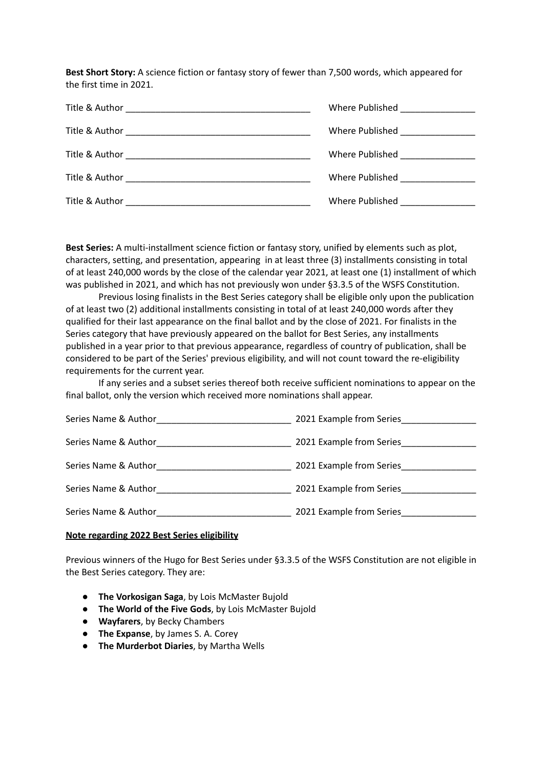**Best Short Story:** A science fiction or fantasy story of fewer than 7,500 words, which appeared for the first time in 2021.

Title & Author ____________________________________ Where Published _______________

Title & Author ____________________________________ Where Published _______________

Title & Author ____________________________________ Where Published _______________

Title & Author ____________________________________ Where Published _______________

Title & Author ____________________________________ Where Published _______________

**Best Series:** A multi-installment science fiction or fantasy story, unified by elements such as plot, characters, setting, and presentation, appearing in at least three (3) installments consisting in total of at least 240,000 words by the close of the calendar year 2021, at least one (1) installment of which was published in 2021, and which has not previously won under §3.3.5 of the WSFS Constitution.

Previous losing finalists in the Best Series category shall be eligible only upon the publication of at least two (2) additional installments consisting in total of at least 240,000 words after they qualified for their last appearance on the final ballot and by the close of 2021. For finalists in the Series category that have previously appeared on the ballot for Best Series, any installments published in a year prior to that previous appearance, regardless of country of publication, shall be considered to be part of the Series' previous eligibility, and will not count toward the re-eligibility requirements for the current year.

If any series and a subset series thereof both receive sufficient nominations to appear on the final ballot, only the version which received more nominations shall appear.

Series Name & Author___________________________ 2021 Example from Series_______________

Series Name & Author___________________________ 2021 Example from Series_______________

Series Name & Author___________________________ 2021 Example from Series_______________

Series Name & Author___________________________ 2021 Example from Series_______________

Series Name & Author___________________________ 2021 Example from Series_______________

**Note regarding 2022 Best Series eligibility**

Previous winners of the Hugo for Best Series under §3.3.5 of the WSFS Constitution are not eligible in the Best Series category. They are:

- **The Vorkosigan Saga**, by Lois McMaster Bujold
- **The World of the Five Gods**, by Lois McMaster Bujold
- **Wayfarers**, by Becky Chambers
- **The Expanse**, by James S. A. Corey
- **The Murderbot Diaries**, by Martha Wells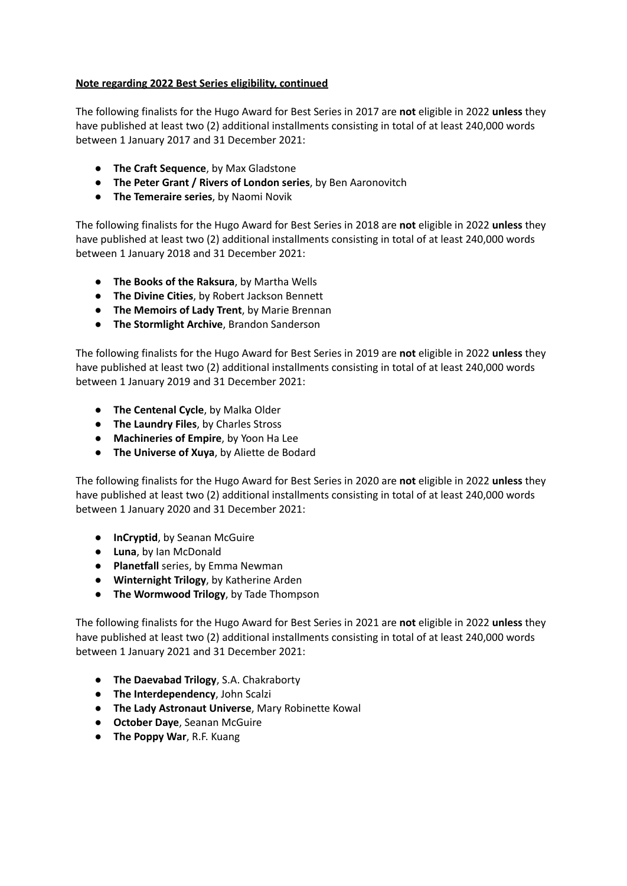**Note regarding 2022 Best Series eligibility, continued**

The following finalists for the Hugo Award for Best Series in 2017 are **not** eligible in 2022 **unless** they have published at least two (2) additional installments consisting in total of at least 240,000 words between 1 January 2017 and 31 December 2021:

- **The Craft Sequence**, by Max Gladstone
- **The Peter Grant / Rivers of London series**, by Ben Aaronovitch
- **The Temeraire series**, by Naomi Novik

The following finalists for the Hugo Award for Best Series in 2018 are **not** eligible in 2022 **unless** they have published at least two (2) additional installments consisting in total of at least 240,000 words between 1 January 2018 and 31 December 2021:

- **The Books of the Raksura**, by Martha Wells
- **The Divine Cities**, by Robert Jackson Bennett
- **The Memoirs of Lady Trent**, by Marie Brennan
- **The Stormlight Archive**, Brandon Sanderson

The following finalists for the Hugo Award for Best Series in 2019 are **not** eligible in 2022 **unless** they have published at least two (2) additional installments consisting in total of at least 240,000 words between 1 January 2019 and 31 December 2021:

- **The Centenal Cycle**, by Malka Older
- **The Laundry Files**, by Charles Stross
- **Machineries of Empire**, by Yoon Ha Lee
- **The Universe of Xuya**, by Aliette de Bodard

The following finalists for the Hugo Award for Best Series in 2020 are **not** eligible in 2022 **unless** they have published at least two (2) additional installments consisting in total of at least 240,000 words between 1 January 2020 and 31 December 2021:

- **InCryptid**, by Seanan McGuire
- **Luna**, by Ian McDonald
- **Planetfall** series, by Emma Newman
- **Winternight Trilogy**, by Katherine Arden
- **The Wormwood Trilogy**, by Tade Thompson

The following finalists for the Hugo Award for Best Series in 2021 are **not** eligible in 2022 **unless** they have published at least two (2) additional installments consisting in total of at least 240,000 words between 1 January 2021 and 31 December 2021:

- **The Daevabad Trilogy**, S.A. Chakraborty
- **The Interdependency**, John Scalzi
- **The Lady Astronaut Universe**, Mary Robinette Kowal
- **October Daye**, Seanan McGuire
- **The Poppy War**, R.F. Kuang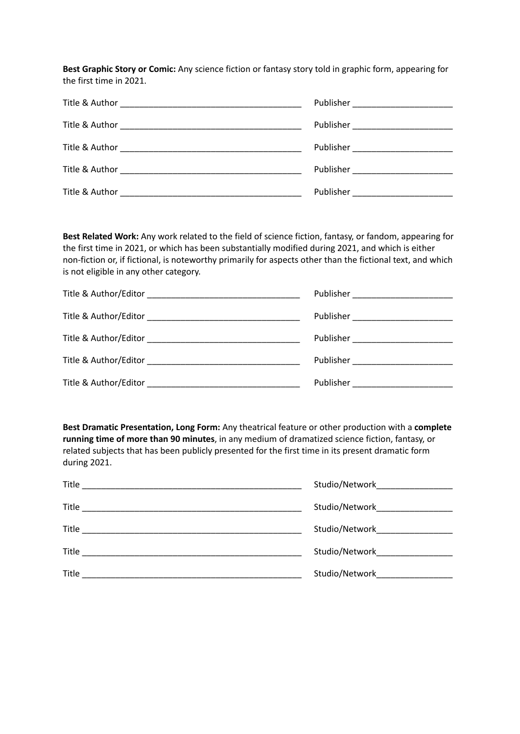**Best Graphic Story or Comic:** Any science fiction or fantasy story told in graphic form, appearing for the first time in 2021.

Title & Author ______________________________________ Publisher _____________________

Title & Author ______________________________________ Publisher _____________________

Title & Author ______________________________________ Publisher _____________________

Title & Author ______________________________________ Publisher _____________________

Title & Author ______________________________________ Publisher _____________________

**Best Related Work:** Any work related to the field of science fiction, fantasy, or fandom, appearing for the first time in 2021, or which has been substantially modified during 2021, and which is either non-fiction or, if fictional, is noteworthy primarily for aspects other than the fictional text, and which is not eligible in any other category.

Title & Author/Editor ________________________________ Publisher _____________________

Title & Author/Editor ________________________________ Publisher _____________________

Title & Author/Editor ________________________________ Publisher _____________________

Title & Author/Editor ________________________________ Publisher _____________________

Title & Author/Editor ________________________________ Publisher _____________________

**Best Dramatic Presentation, Long Form:** Any theatrical feature or other production with a **complete running time of more than 90 minutes**, in any medium of dramatized science fiction, fantasy, or related subjects that has been publicly presented for the first time in its present dramatic form during 2021.

Title _______________________________________________ Studio/Network________________

Title _______________________________________________ Studio/Network________________

Title _______________________________________________ Studio/Network________________

Title _______________________________________________ Studio/Network________________

Title _______________________________________________ Studio/Network________________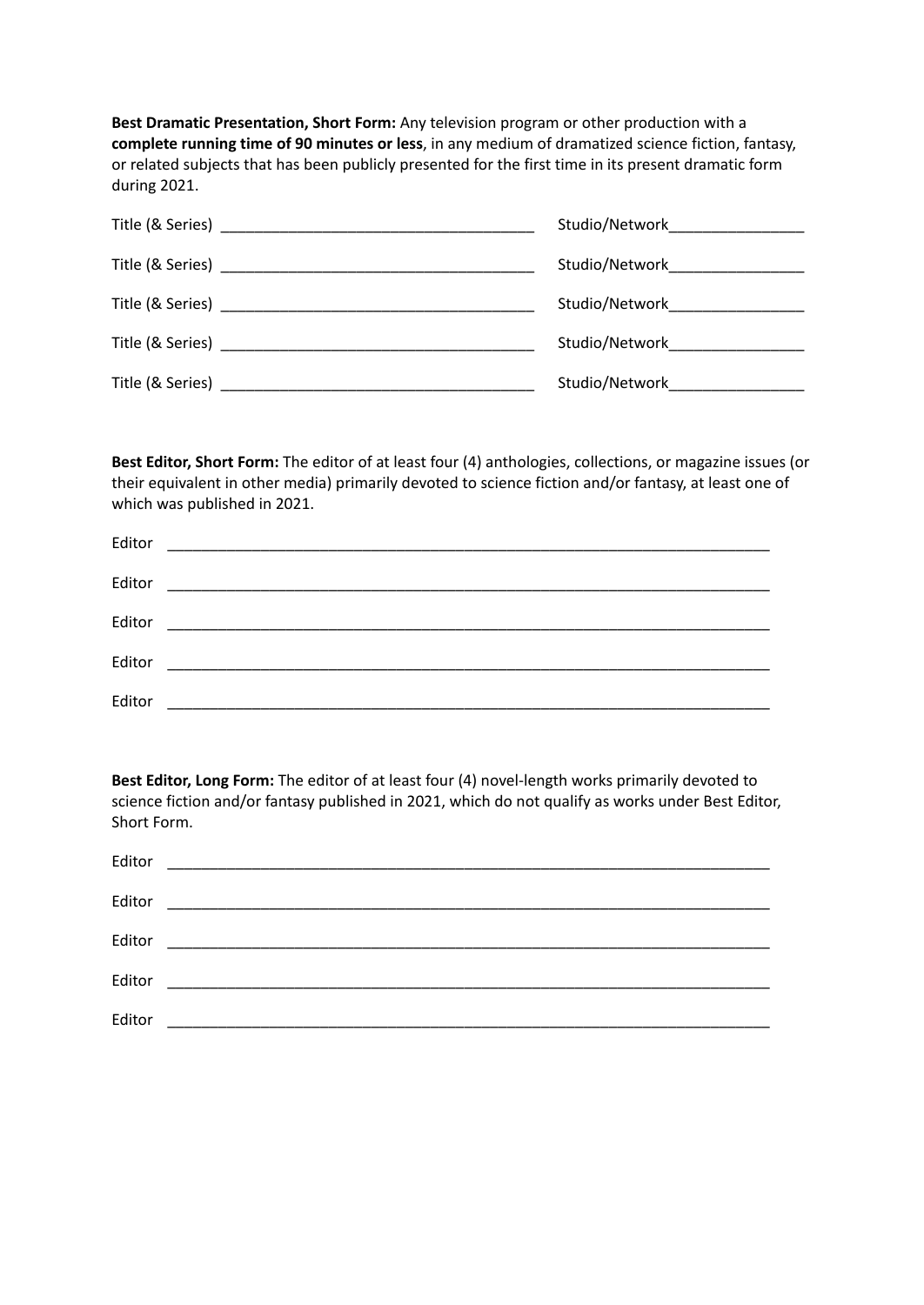**Best Dramatic Presentation, Short Form:** Any television program or other production with a **complete running time of 90 minutes or less**, in any medium of dramatized science fiction, fantasy, or related subjects that has been publicly presented for the first time in its present dramatic form during 2021.

Title (& Series) ____________________________________ Studio/Network________________

Title (& Series) ____________________________________ Studio/Network________________

Title (& Series) ____________________________________ Studio/Network________________

Title (& Series) ____________________________________ Studio/Network________________

Title (& Series) ____________________________________ Studio/Network________________

**Best Editor, Short Form:** The editor of at least four (4) anthologies, collections, or magazine issues (or their equivalent in other media) primarily devoted to science fiction and/or fantasy, at least one of which was published in 2021.

Editor ________________________________________________________________________

Editor ________________________________________________________________________

Editor ________________________________________________________________________

Editor ________________________________________________________________________

Editor ________________________________________________________________________

**Best Editor, Long Form:** The editor of at least four (4) novel-length works primarily devoted to science fiction and/or fantasy published in 2021, which do not qualify as works under Best Editor, Short Form.

Editor ________________________________________________________________________

Editor ________________________________________________________________________

Editor ________________________________________________________________________

Editor ________________________________________________________________________

Editor ________________________________________________________________________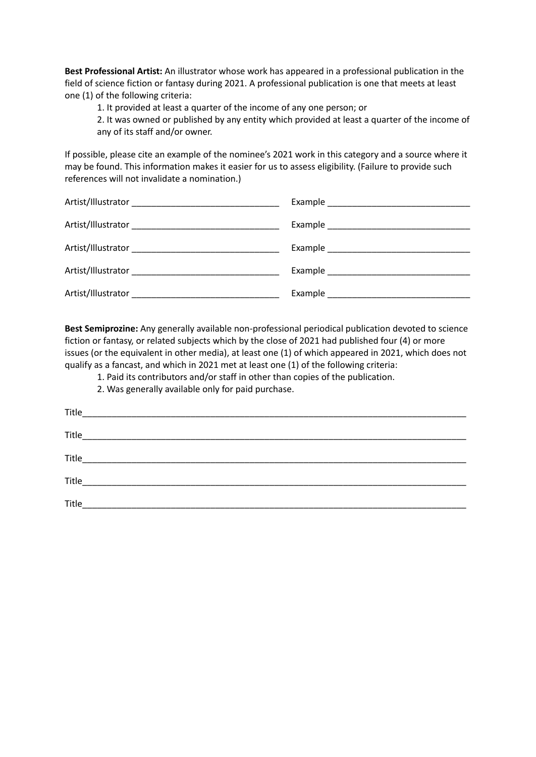**Best Professional Artist:** An illustrator whose work has appeared in a professional publication in the field of science fiction or fantasy during 2021. A professional publication is one that meets at least one (1) of the following criteria:

1. It provided at least a quarter of the income of any one person; or
2. It was owned or published by any entity which provided at least a quarter of the income of any of its staff and/or owner.

If possible, please cite an example of the nominee's 2021 work in this category and a source where it may be found. This information makes it easier for us to assess eligibility. (Failure to provide such references will not invalidate a nomination.)

Artist/Illustrator ______________________________ Example ______________________________

Artist/Illustrator ______________________________ Example ______________________________

Artist/Illustrator ______________________________ Example ______________________________

Artist/Illustrator ______________________________ Example ______________________________

Artist/Illustrator ______________________________ Example ______________________________

**Best Semiprozine:** Any generally available non-professional periodical publication devoted to science fiction or fantasy, or related subjects which by the close of 2021 had published four (4) or more issues (or the equivalent in other media), at least one (1) of which appeared in 2021, which does not qualify as a fancast, and which in 2021 met at least one (1) of the following criteria:

1. Paid its contributors and/or staff in other than copies of the publication.
2. Was generally available only for paid purchase.

Title________________________________________________________________________________

Title________________________________________________________________________________

Title________________________________________________________________________________

Title________________________________________________________________________________

Title________________________________________________________________________________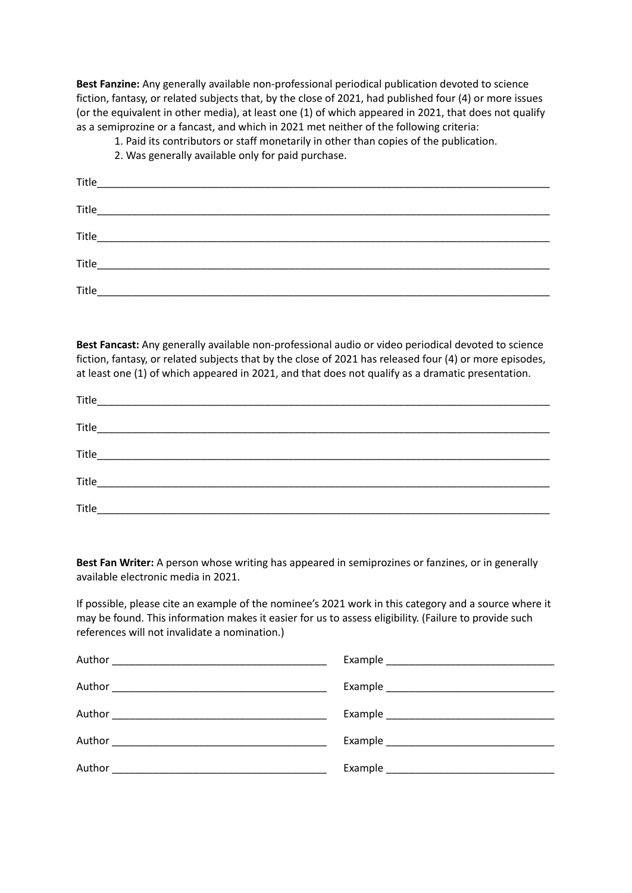**Best Fanzine:** Any generally available non-professional periodical publication devoted to science fiction, fantasy, or related subjects that, by the close of 2021, had published four (4) or more issues (or the equivalent in other media), at least one (1) of which appeared in 2021, that does not qualify as a semiprozine or a fancast, and which in 2021 met neither of the following criteria:

1. Paid its contributors or staff monetarily in other than copies of the publication.
2. Was generally available only for paid purchase.

Title_______________________________________________________________________________

Title_______________________________________________________________________________

Title_______________________________________________________________________________

Title_______________________________________________________________________________

Title_______________________________________________________________________________

**Best Fancast:** Any generally available non-professional audio or video periodical devoted to science fiction, fantasy, or related subjects that by the close of 2021 has released four (4) or more episodes, at least one (1) of which appeared in 2021, and that does not qualify as a dramatic presentation.

Title_______________________________________________________________________________

Title_______________________________________________________________________________

Title_______________________________________________________________________________

Title_______________________________________________________________________________

Title_______________________________________________________________________________

**Best Fan Writer:** A person whose writing has appeared in semiprozines or fanzines, or in generally available electronic media in 2021.

If possible, please cite an example of the nominee's 2021 work in this category and a source where it may be found. This information makes it easier for us to assess eligibility. (Failure to provide such references will not invalidate a nomination.)

Author ____________________________________ Example ____________________________

Author ____________________________________ Example ____________________________

Author ____________________________________ Example ____________________________

Author ____________________________________ Example ____________________________

Author ____________________________________ Example ____________________________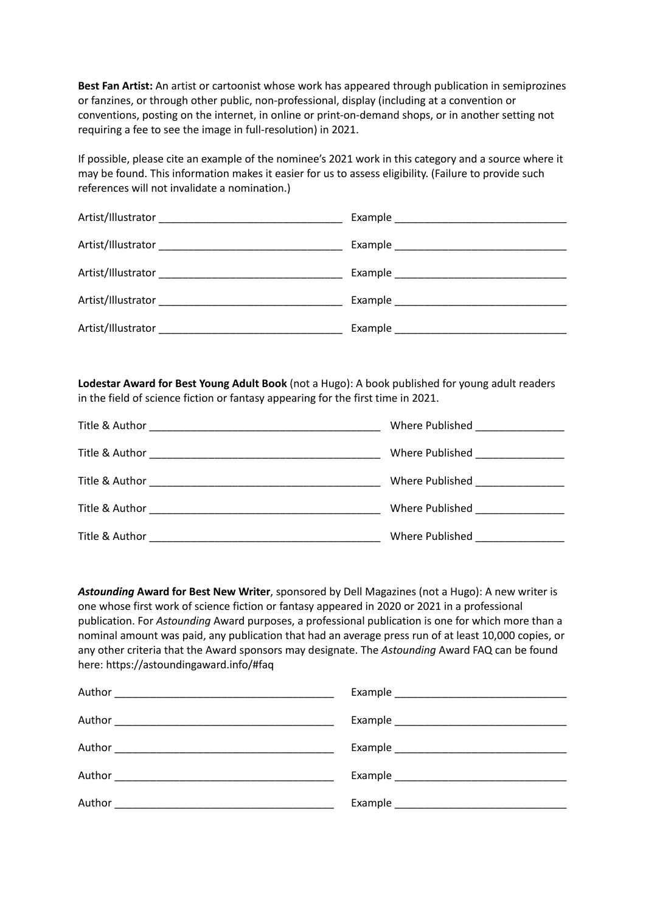**Best Fan Artist:** An artist or cartoonist whose work has appeared through publication in semiprozines or fanzines, or through other public, non-professional, display (including at a convention or conventions, posting on the internet, in online or print-on-demand shops, or in another setting not requiring a fee to see the image in full-resolution) in 2021.

If possible, please cite an example of the nominee's 2021 work in this category and a source where it may be found. This information makes it easier for us to assess eligibility. (Failure to provide such references will not invalidate a nomination.)

Artist/Illustrator _______________________________ Example _____________________________

Artist/Illustrator _______________________________ Example _____________________________

Artist/Illustrator _______________________________ Example _____________________________

Artist/Illustrator _______________________________ Example _____________________________

Artist/Illustrator _______________________________ Example _____________________________

**Lodestar Award for Best Young Adult Book** (not a Hugo): A book published for young adult readers in the field of science fiction or fantasy appearing for the first time in 2021.

Title & Author _______________________________________ Where Published _______________

Title & Author _______________________________________ Where Published _______________

Title & Author _______________________________________ Where Published _______________

Title & Author _______________________________________ Where Published _______________

Title & Author _______________________________________ Where Published _______________

***Astounding* Award for Best New Writer**, sponsored by Dell Magazines (not a Hugo): A new writer is one whose first work of science fiction or fantasy appeared in 2020 or 2021 in a professional publication. For *Astounding* Award purposes, a professional publication is one for which more than a nominal amount was paid, any publication that had an average press run of at least 10,000 copies, or any other criteria that the Award sponsors may designate. The *Astounding* Award FAQ can be found here: https://astoundingaward.info/#faq

Author _____________________________________ Example _____________________________

Author _____________________________________ Example _____________________________

Author _____________________________________ Example _____________________________

Author _____________________________________ Example _____________________________

Author _____________________________________ Example _____________________________